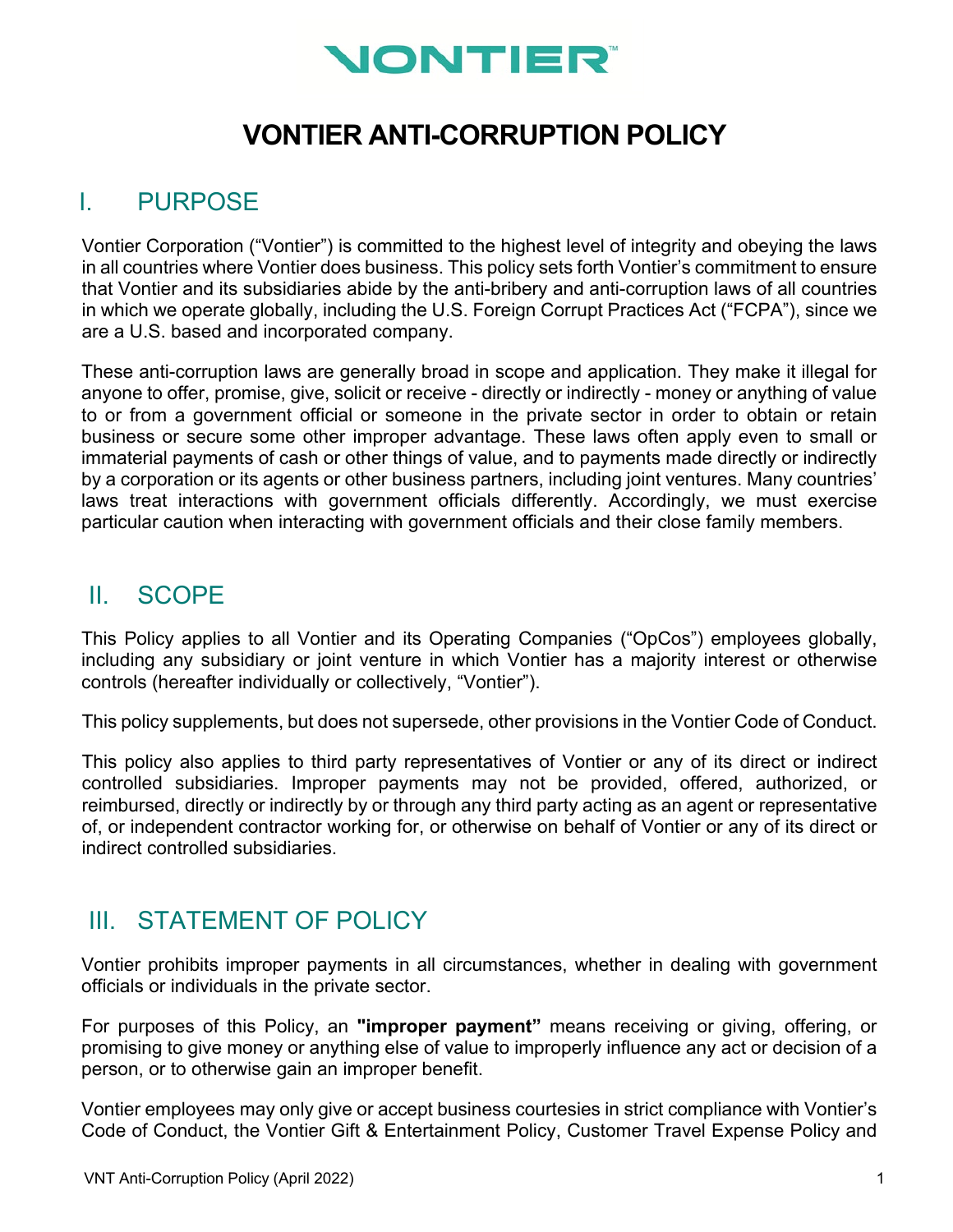# VONTIER ANTI-CORRUPTION POLICY

## I. PURPOSE

Vontier Corporation ("Vontier") is committed to the highest level of integrity and obeying the laws in all countries where Vontier does business. This policy sets forth Vontier's commitment to ensure that Vontier and its subsidiaries abide by the anti-bribery and anti-corruption laws of all countries in which we operate globally, including the U.S. Foreign Corrupt Practices Act ("FCPA"), since we are a U.S. based and incorporated company.

These anti-corruption laws are generally broad in scope and application. They make it illegal for anyone to offer, promise, give, solicit or receive - directly or indirectly - money or anything of value to or from a government official or someone in the private sector in order to obtain or retain business or secure some other improper advantage. These laws often apply even to small or immaterial payments of cash or other things of value, and to payments made directly or indirectly by a corporation or its agents or other business partners, including joint ventures. Many countries' laws treat interactions with government officials differently. Accordingly, we must exercise particular caution when interacting with government officials and their close family members.

## II. SCOPE

This Policy applies to all Vontier and its Operating Companies ("OpCos") employees globally, including any subsidiary or joint venture in which Vontier has a majority interest or otherwise controls (hereafter individually or collectively, "Vontier").

This policy supplements, but does not supersede, other provisions in the Vontier Code of Conduct.

This policy also applies to third party representatives of Vontier or any of its direct or indirect controlled subsidiaries. Improper payments may not be provided, offered, authorized, or reimbursed, directly or indirectly by or through any third party acting as an agent or representative of, or independent contractor working for, or otherwise on behalf of Vontier or any of its direct or indirect controlled subsidiaries.

## III. STATEMENT OF POLICY

Vontier prohibits improper payments in all circumstances, whether in dealing with government officials or individuals in the private sector.

For purposes of this Policy, an **"improper payment"** means receiving or giving, offering, or promising to give money or anything else of value to improperly influence any act or decision of a person, or to otherwise gain an improper benefit.

Vontier employees may only give or accept business courtesies in strict compliance with Vontier's Code of Conduct, the Vontier Gift & Entertainment Policy, Customer Travel Expense Policy and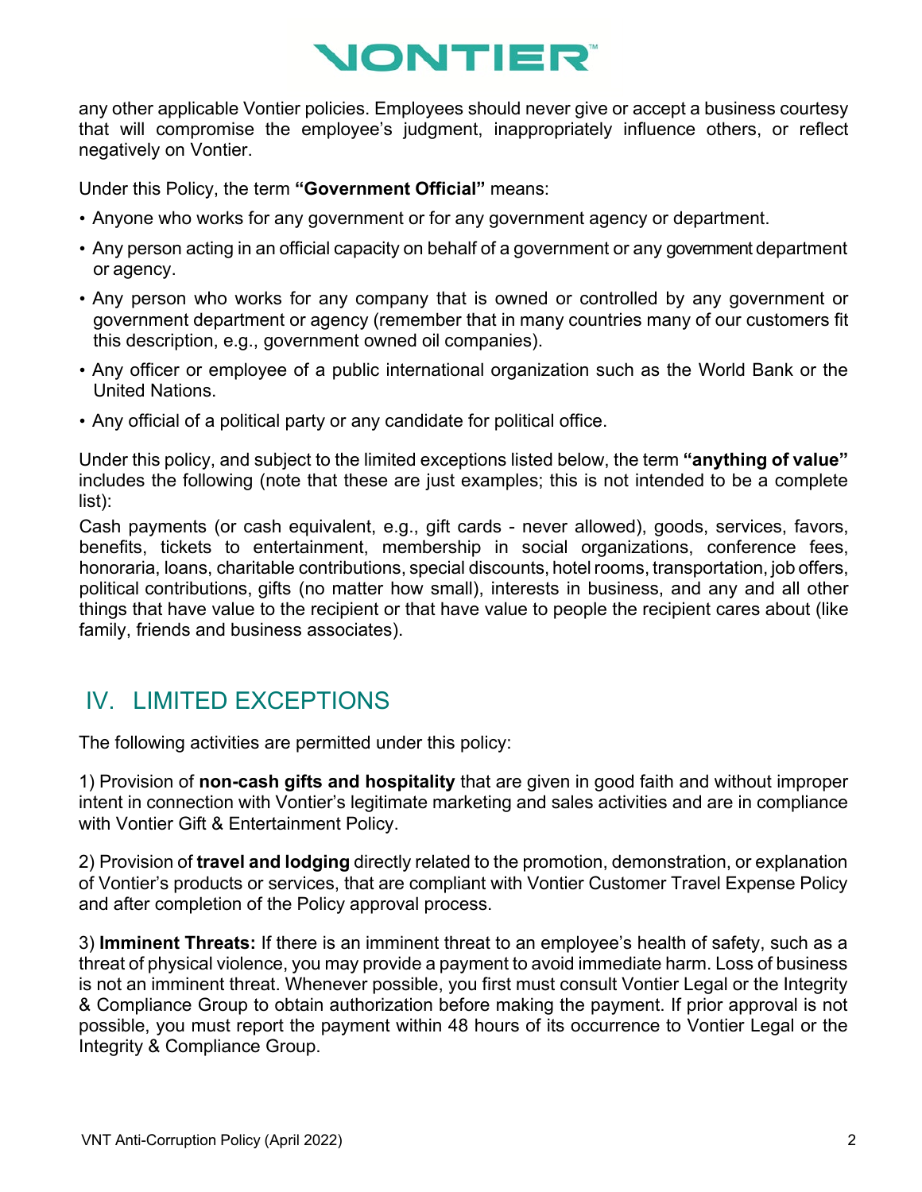any other applicable Vontier policies. Employees should never give or accept a business courtesy that will compromise the employee's judgment, inappropriately influence others, or reflect negatively on Vontier.

Under this Policy, the term **"Government Official"** means:

- Anyone who works for any government or for any government agency or department.
- Any person acting in an official capacity on behalf of a government or any government department or agency.
- Any person who works for any company that is owned or controlled by any government or government department or agency (remember that in many countries many of our customers fit this description, e.g., government owned oil companies).
- Any officer or employee of a public international organization such as the World Bank or the United Nations.
- Any official of a political party or any candidate for political office.

Under this policy, and subject to the limited exceptions listed below, the term **"anything of value"** includes the following (note that these are just examples; this is not intended to be a complete list):

Cash payments (or cash equivalent, e.g., gift cards - never allowed), goods, services, favors, benefits, tickets to entertainment, membership in social organizations, conference fees, honoraria, loans, charitable contributions, special discounts, hotel rooms, transportation, job offers, political contributions, gifts (no matter how small), interests in business, and any and all other things that have value to the recipient or that have value to people the recipient cares about (like family, friends and business associates).

## IV. LIMITED EXCEPTIONS

The following activities are permitted under this policy:

1) Provision of **non-cash gifts and hospitality** that are given in good faith and without improper intent in connection with Vontier's legitimate marketing and sales activities and are in compliance with Vontier Gift & Entertainment Policy.

2) Provision of **travel and lodging** directly related to the promotion, demonstration, or explanation of Vontier's products or services, that are compliant with Vontier Customer Travel Expense Policy and after completion of the Policy approval process.

3) **Imminent Threats:** If there is an imminent threat to an employee's health of safety, such as a threat of physical violence, you may provide a payment to avoid immediate harm. Loss of business is not an imminent threat. Whenever possible, you first must consult Vontier Legal or the Integrity & Compliance Group to obtain authorization before making the payment. If prior approval is not possible, you must report the payment within 48 hours of its occurrence to Vontier Legal or the Integrity & Compliance Group.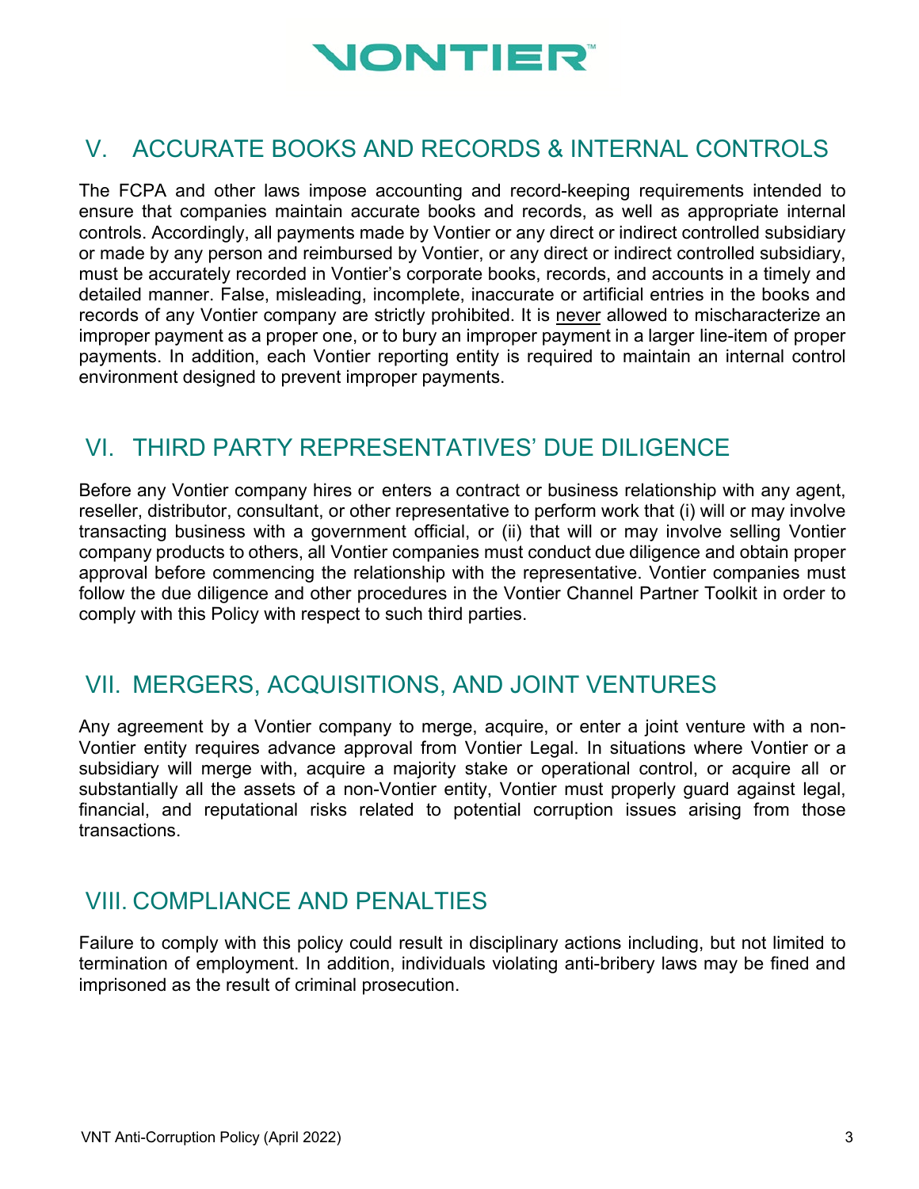## V. ACCURATE BOOKS AND RECORDS & INTERNAL CONTROLS

The FCPA and other laws impose accounting and record-keeping requirements intended to ensure that companies maintain accurate books and records, as well as appropriate internal controls. Accordingly, all payments made by Vontier or any direct or indirect controlled subsidiary or made by any person and reimbursed by Vontier, or any direct or indirect controlled subsidiary, must be accurately recorded in Vontier's corporate books, records, and accounts in a timely and detailed manner. False, misleading, incomplete, inaccurate or artificial entries in the books and records of any Vontier company are strictly prohibited. It is never allowed to mischaracterize an improper payment as a proper one, or to bury an improper payment in a larger line-item of proper payments. In addition, each Vontier reporting entity is required to maintain an internal control environment designed to prevent improper payments.

## VI. THIRD PARTY REPRESENTATIVES' DUE DILIGENCE

Before any Vontier company hires or enters a contract or business relationship with any agent, reseller, distributor, consultant, or other representative to perform work that (i) will or may involve transacting business with a government official, or (ii) that will or may involve selling Vontier company products to others, all Vontier companies must conduct due diligence and obtain proper approval before commencing the relationship with the representative. Vontier companies must follow the due diligence and other procedures in the Vontier Channel Partner Toolkit in order to comply with this Policy with respect to such third parties.

## VII. MERGERS, ACQUISITIONS, AND JOINT VENTURES

Any agreement by a Vontier company to merge, acquire, or enter a joint venture with a non-Vontier entity requires advance approval from Vontier Legal. In situations where Vontier or a subsidiary will merge with, acquire a majority stake or operational control, or acquire all or substantially all the assets of a non-Vontier entity, Vontier must properly guard against legal, financial, and reputational risks related to potential corruption issues arising from those transactions.

## VIII. COMPLIANCE AND PENALTIES

Failure to comply with this policy could result in disciplinary actions including, but not limited to termination of employment. In addition, individuals violating anti-bribery laws may be fined and imprisoned as the result of criminal prosecution.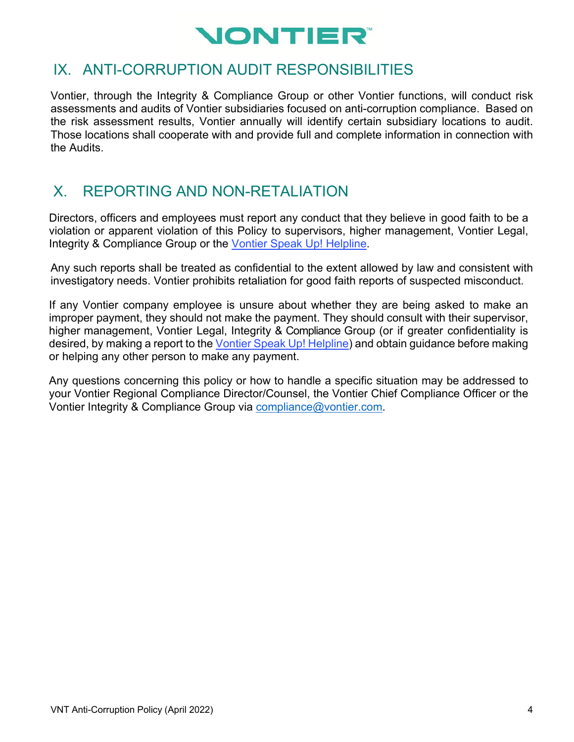## IX. ANTI-CORRUPTION AUDIT RESPONSIBILITIES

Vontier, through the Integrity & Compliance Group or other Vontier functions, will conduct risk assessments and audits of Vontier subsidiaries focused on anti-corruption compliance. Based on the risk assessment results, Vontier annually will identify certain subsidiary locations to audit. Those locations shall cooperate with and provide full and complete information in connection with the Audits.

## X. REPORTING AND NON-RETALIATION

Directors, officers and employees must report any conduct that they believe in good faith to be a violation or apparent violation of this Policy to supervisors, higher management, Vontier Legal, Integrity & Compliance Group or the Vontier Speak Up! Helpline.

Any such reports shall be treated as confidential to the extent allowed by law and consistent with investigatory needs. Vontier prohibits retaliation for good faith reports of suspected misconduct.

If any Vontier company employee is unsure about whether they are being asked to make an improper payment, they should not make the payment. They should consult with their supervisor, higher management, Vontier Legal, Integrity & Compliance Group (or if greater confidentiality is desired, by making a report to the Vontier Speak Up! Helpline) and obtain guidance before making or helping any other person to make any payment.

Any questions concerning this policy or how to handle a specific situation may be addressed to your Vontier Regional Compliance Director/Counsel, the Vontier Chief Compliance Officer or the Vontier Integrity & Compliance Group via compliance@vontier.com.